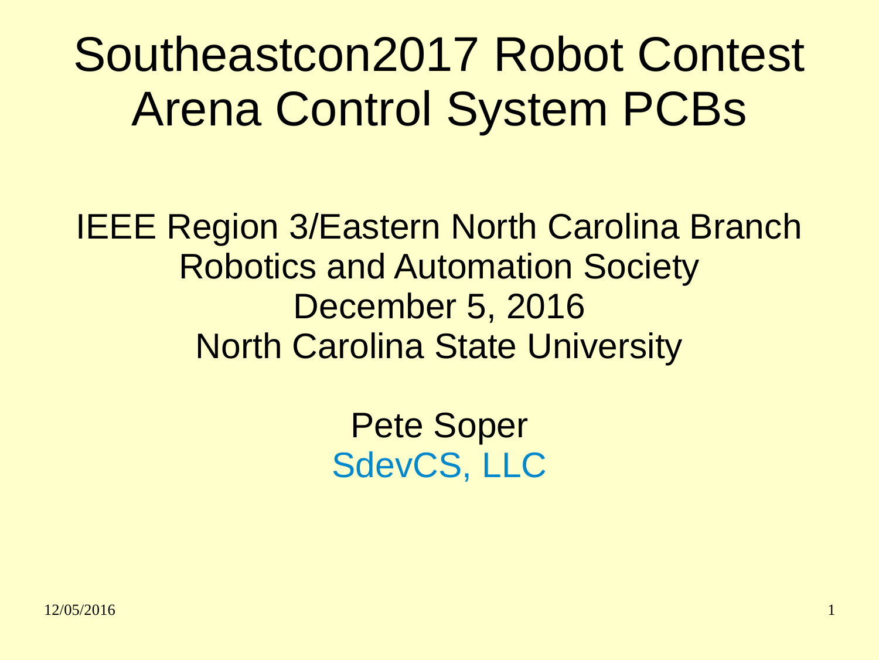# Southeastcon2017 Robot Contest Arena Control System PCBs

IEEE Region 3/Eastern North Carolina Branch
Robotics and Automation Society
December 5, 2016
North Carolina State University

Pete Soper
SdevCS, LLC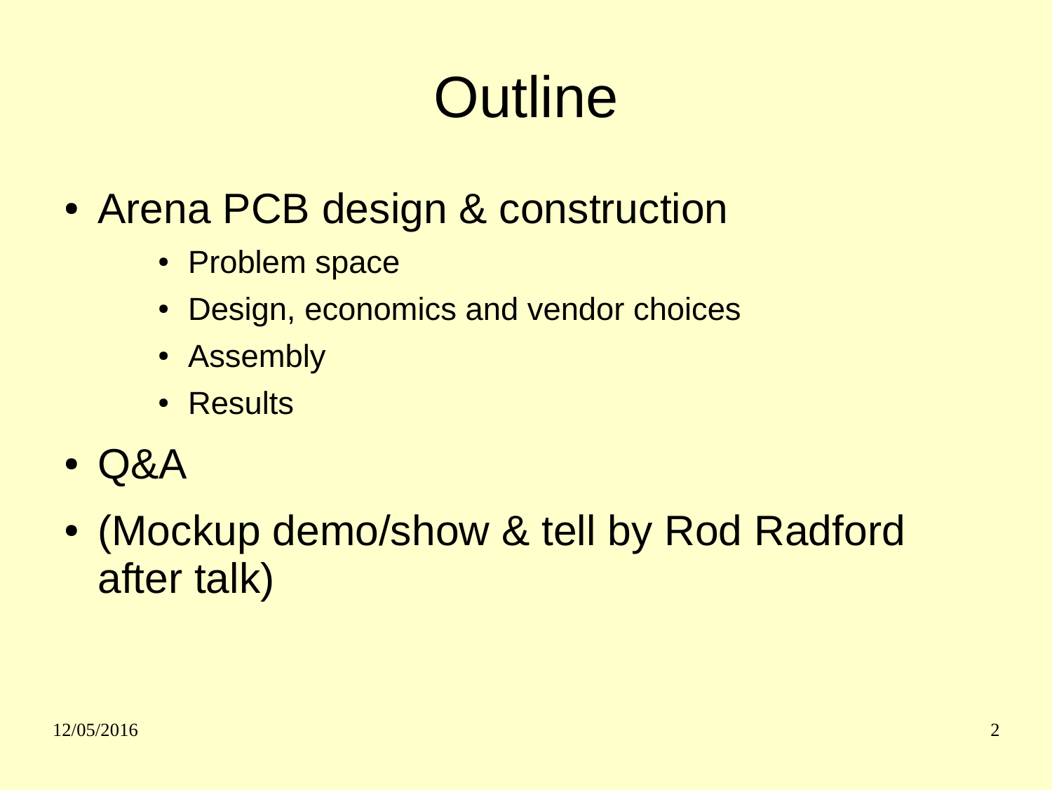# Outline

- Arena PCB design & construction
  - Problem space
  - Design, economics and vendor choices
  - Assembly
  - Results
- Q&A
- (Mockup demo/show & tell by Rod Radford after talk)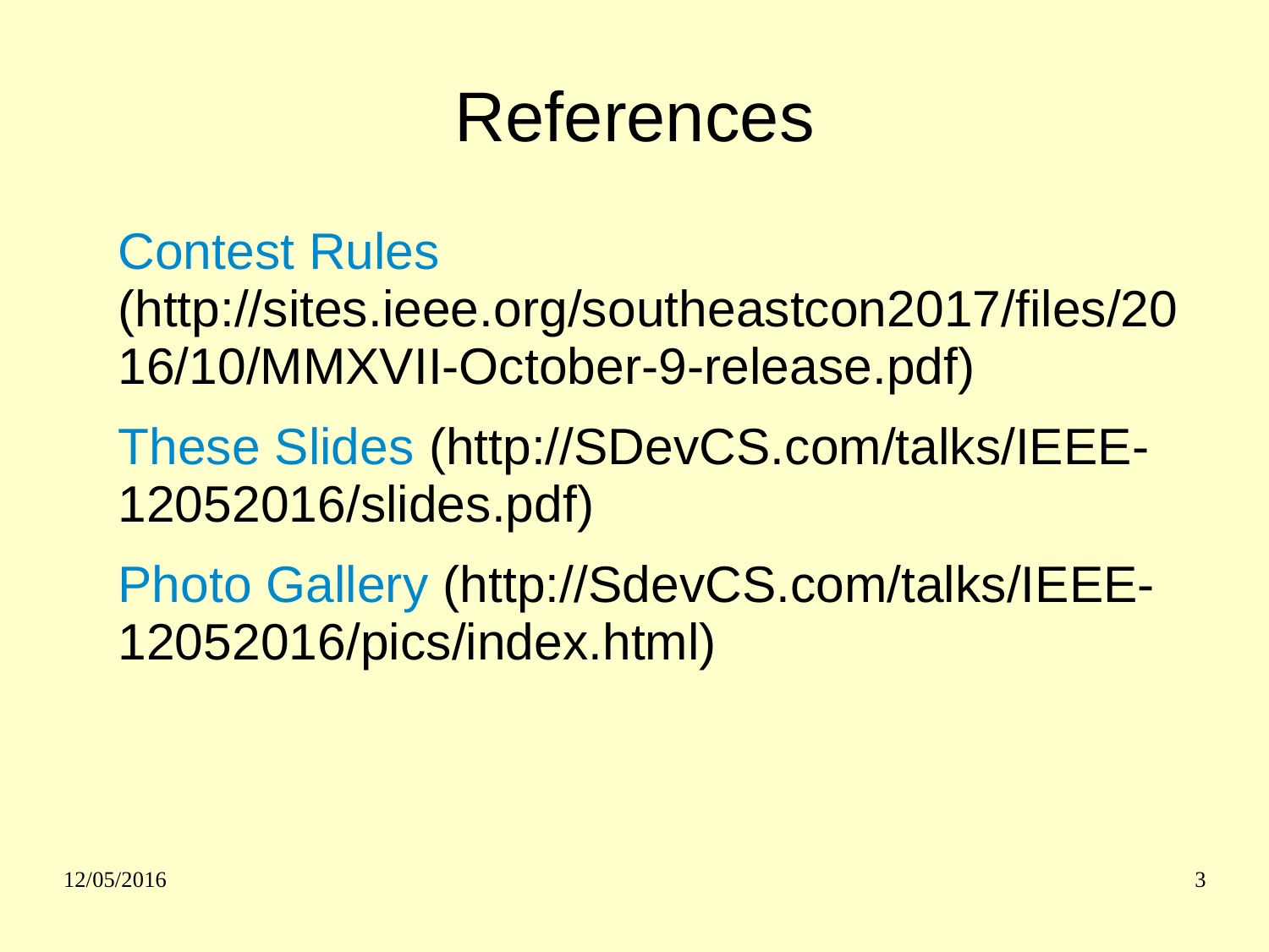# References

Contest Rules (http://sites.ieee.org/southeastcon2017/files/2016/10/MMXVII-October-9-release.pdf)

These Slides (http://SDevCS.com/talks/IEEE-12052016/slides.pdf)

Photo Gallery (http://SdevCS.com/talks/IEEE-12052016/pics/index.html)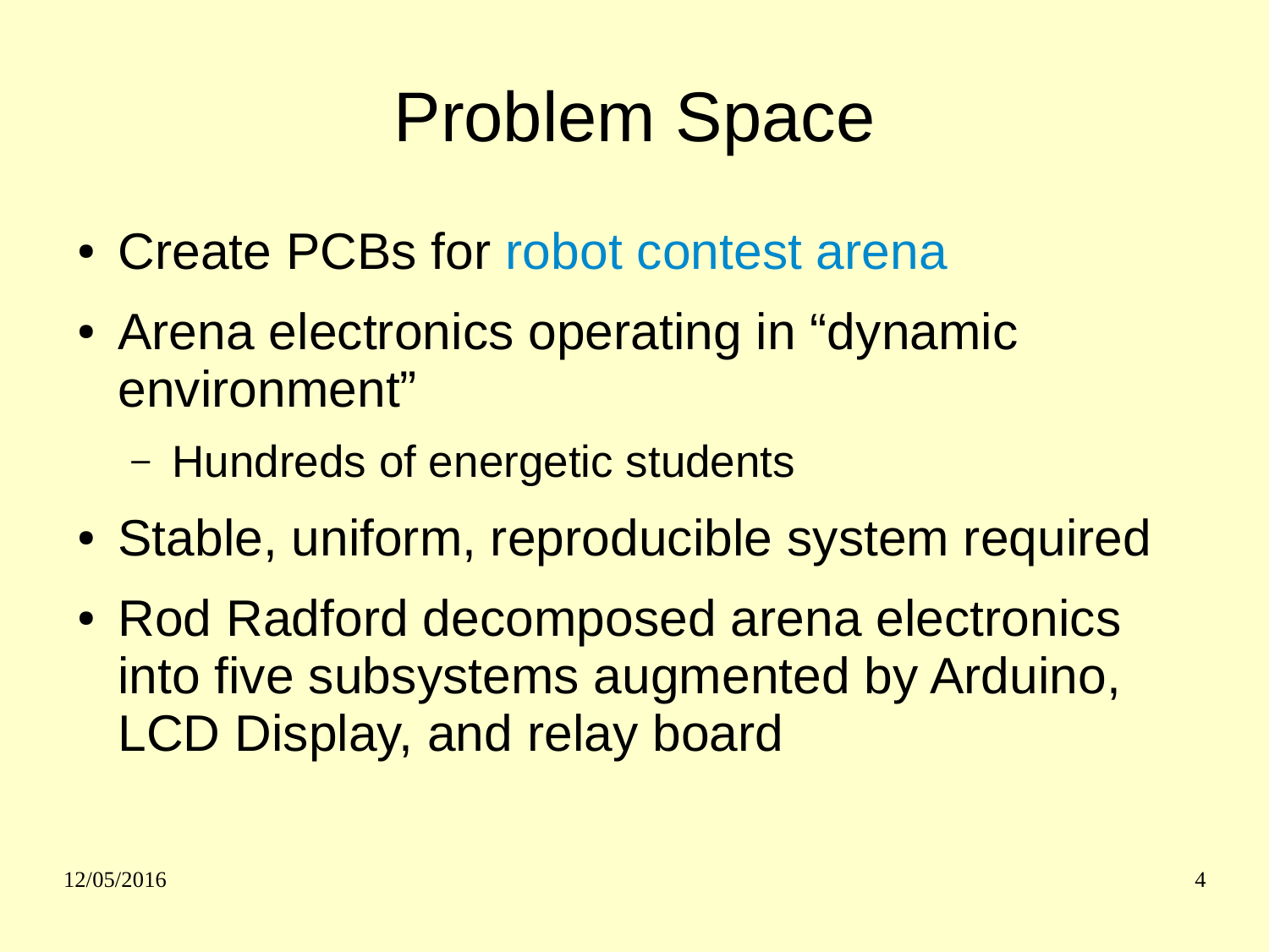# Problem Space

- Create PCBs for robot contest arena
- Arena electronics operating in "dynamic environment"
  - Hundreds of energetic students
- Stable, uniform, reproducible system required
- Rod Radford decomposed arena electronics into five subsystems augmented by Arduino, LCD Display, and relay board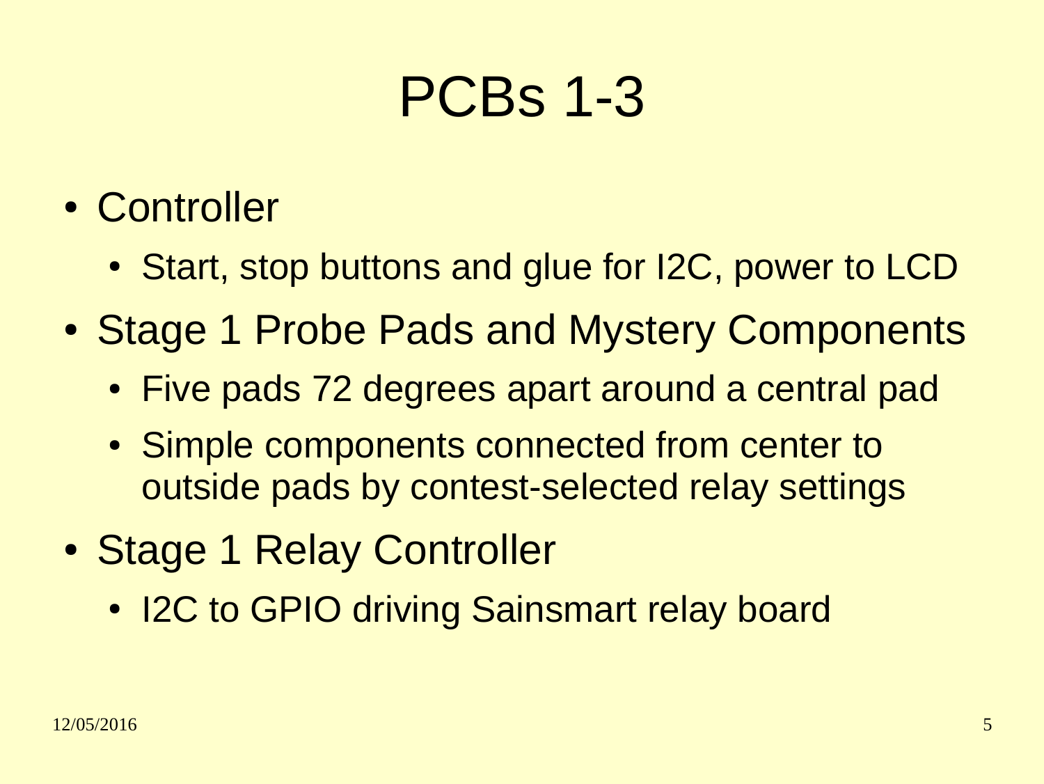# PCBs 1-3

- Controller
  - Start, stop buttons and glue for I2C, power to LCD
- Stage 1 Probe Pads and Mystery Components
  - Five pads 72 degrees apart around a central pad
  - Simple components connected from center to outside pads by contest-selected relay settings
- Stage 1 Relay Controller
  - I2C to GPIO driving Sainsmart relay board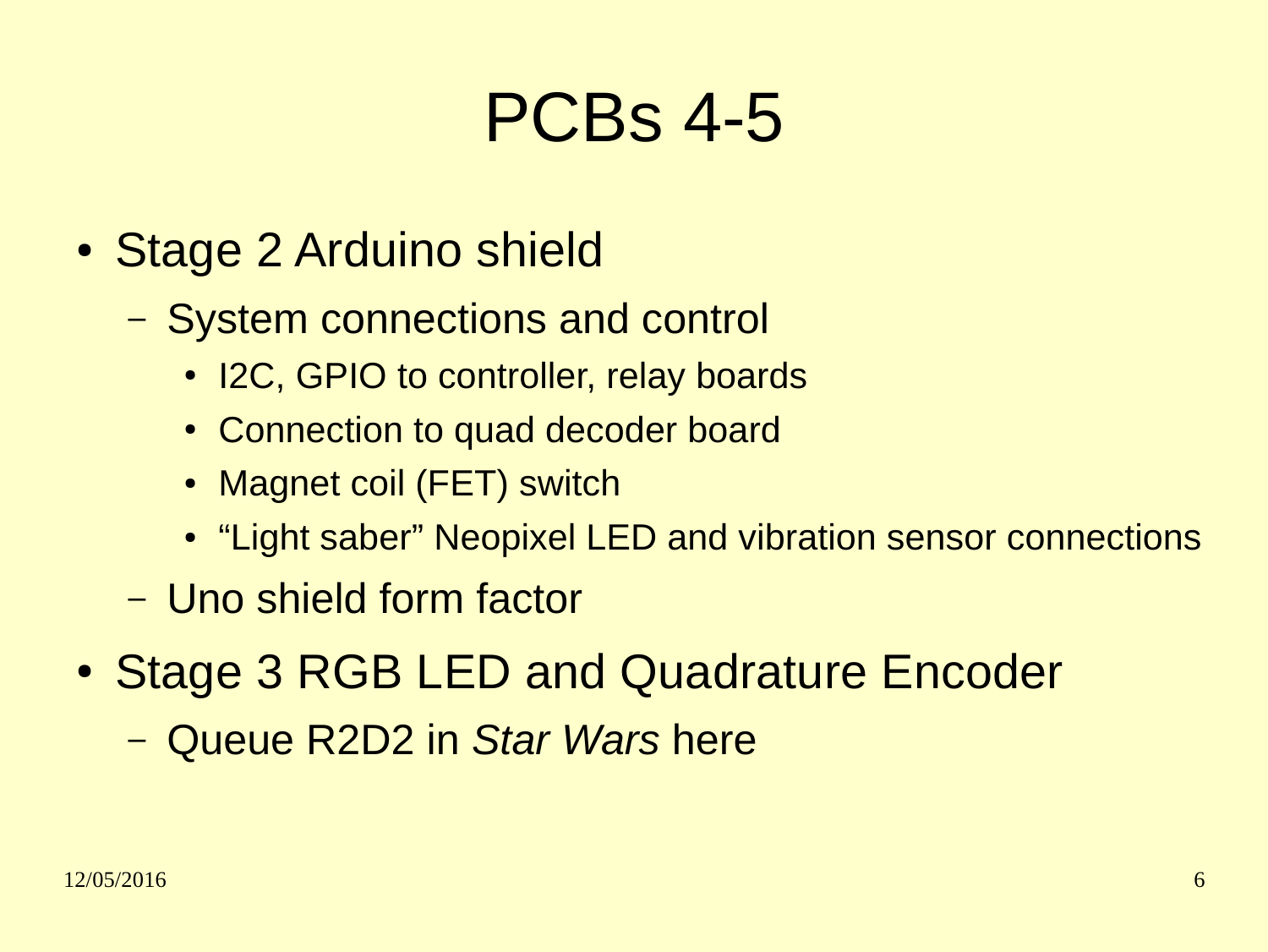# PCBs 4-5

- Stage 2 Arduino shield
  - System connections and control
    - I2C, GPIO to controller, relay boards
    - Connection to quad decoder board
    - Magnet coil (FET) switch
    - “Light saber” Neopixel LED and vibration sensor connections
  - Uno shield form factor
- Stage 3 RGB LED and Quadrature Encoder
  - Queue R2D2 in *Star Wars* here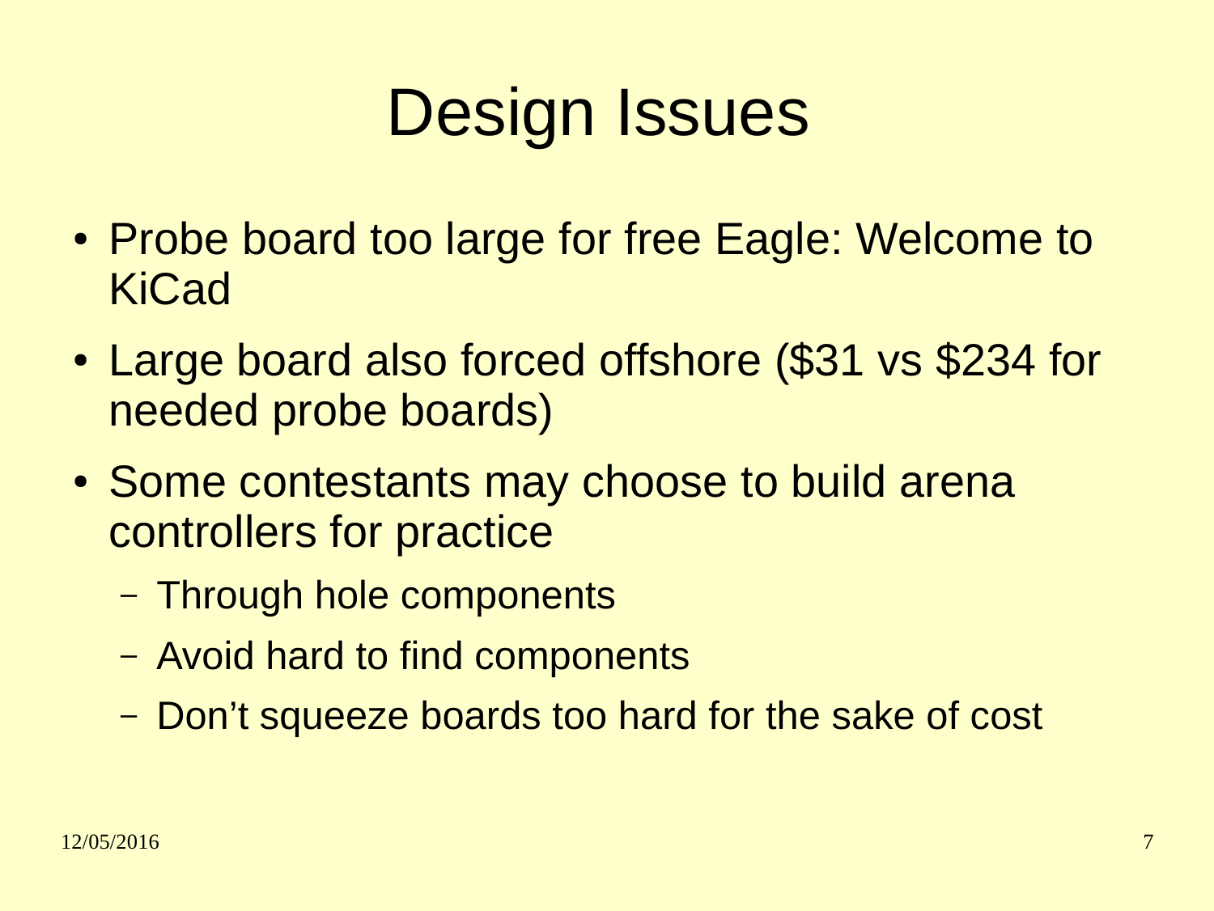# Design Issues

- Probe board too large for free Eagle: Welcome to KiCad
- Large board also forced offshore ($31 vs $234 for needed probe boards)
- Some contestants may choose to build arena controllers for practice
  - Through hole components
  - Avoid hard to find components
  - Don't squeeze boards too hard for the sake of cost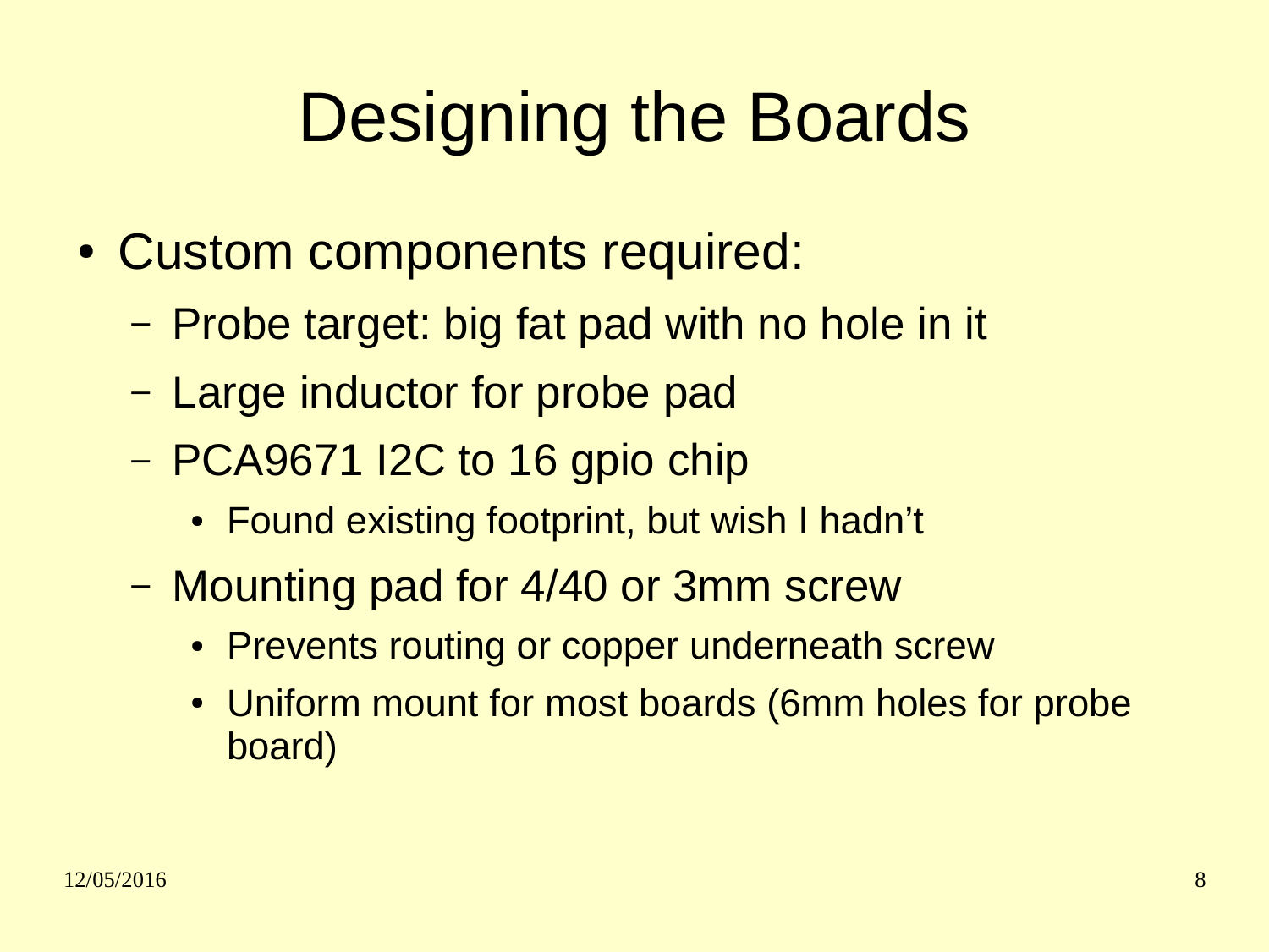# Designing the Boards

- Custom components required:
  - Probe target: big fat pad with no hole in it
  - Large inductor for probe pad
  - PCA9671 I2C to 16 gpio chip
    - Found existing footprint, but wish I hadn't
  - Mounting pad for 4/40 or 3mm screw
    - Prevents routing or copper underneath screw
    - Uniform mount for most boards (6mm holes for probe board)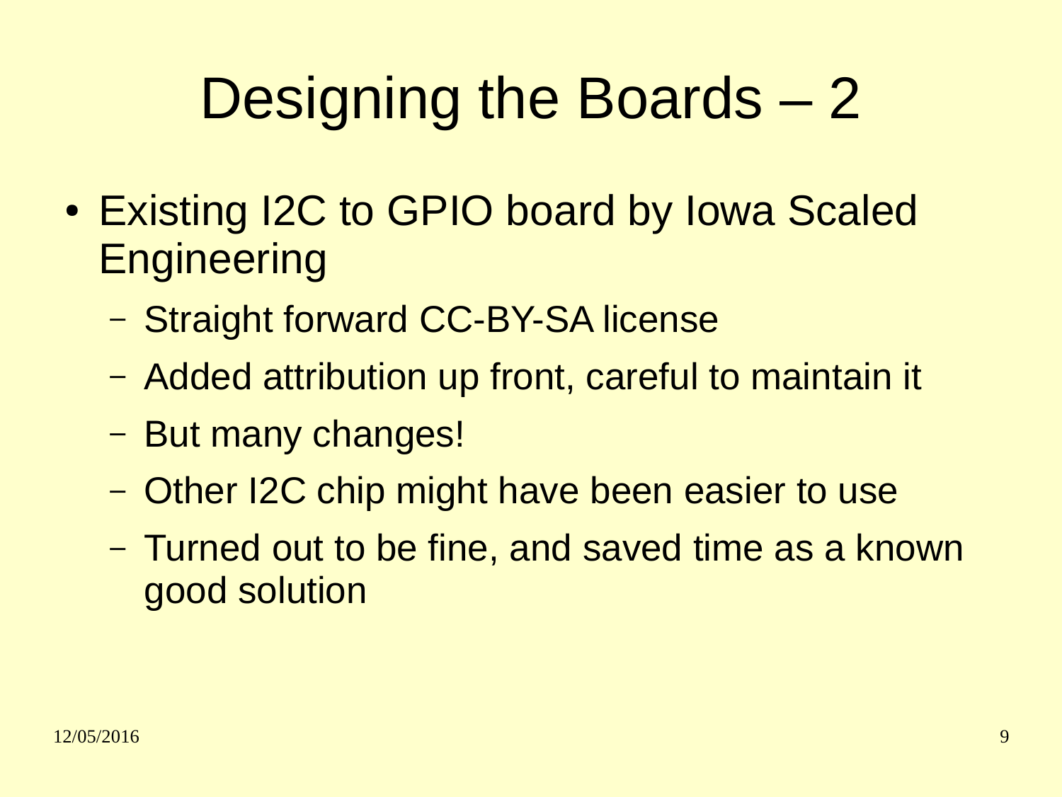# Designing the Boards – 2

- Existing I2C to GPIO board by Iowa Scaled Engineering
  - Straight forward CC-BY-SA license
  - Added attribution up front, careful to maintain it
  - But many changes!
  - Other I2C chip might have been easier to use
  - Turned out to be fine, and saved time as a known good solution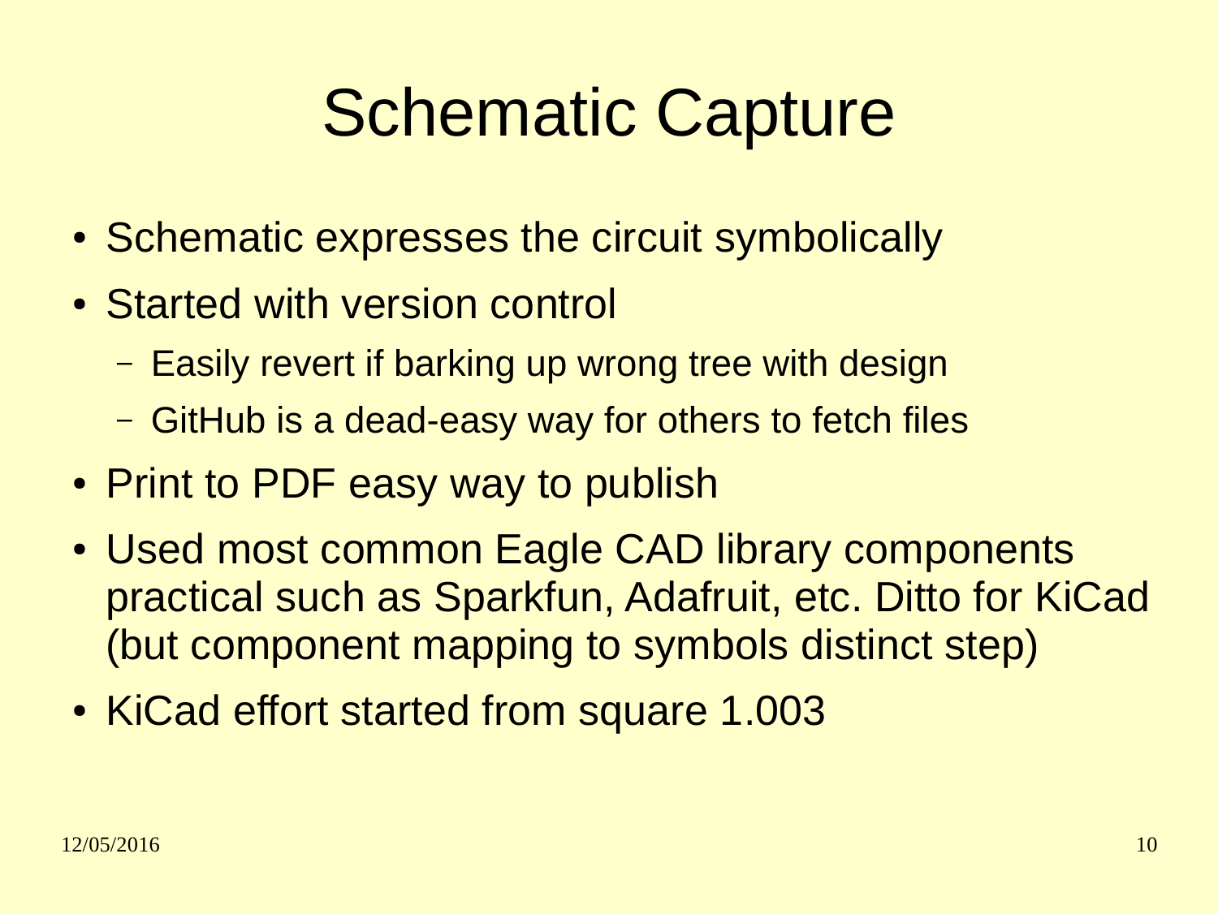# Schematic Capture

- Schematic expresses the circuit symbolically
- Started with version control
  - Easily revert if barking up wrong tree with design
  - GitHub is a dead-easy way for others to fetch files
- Print to PDF easy way to publish
- Used most common Eagle CAD library components practical such as Sparkfun, Adafruit, etc. Ditto for KiCad (but component mapping to symbols distinct step)
- KiCad effort started from square 1.003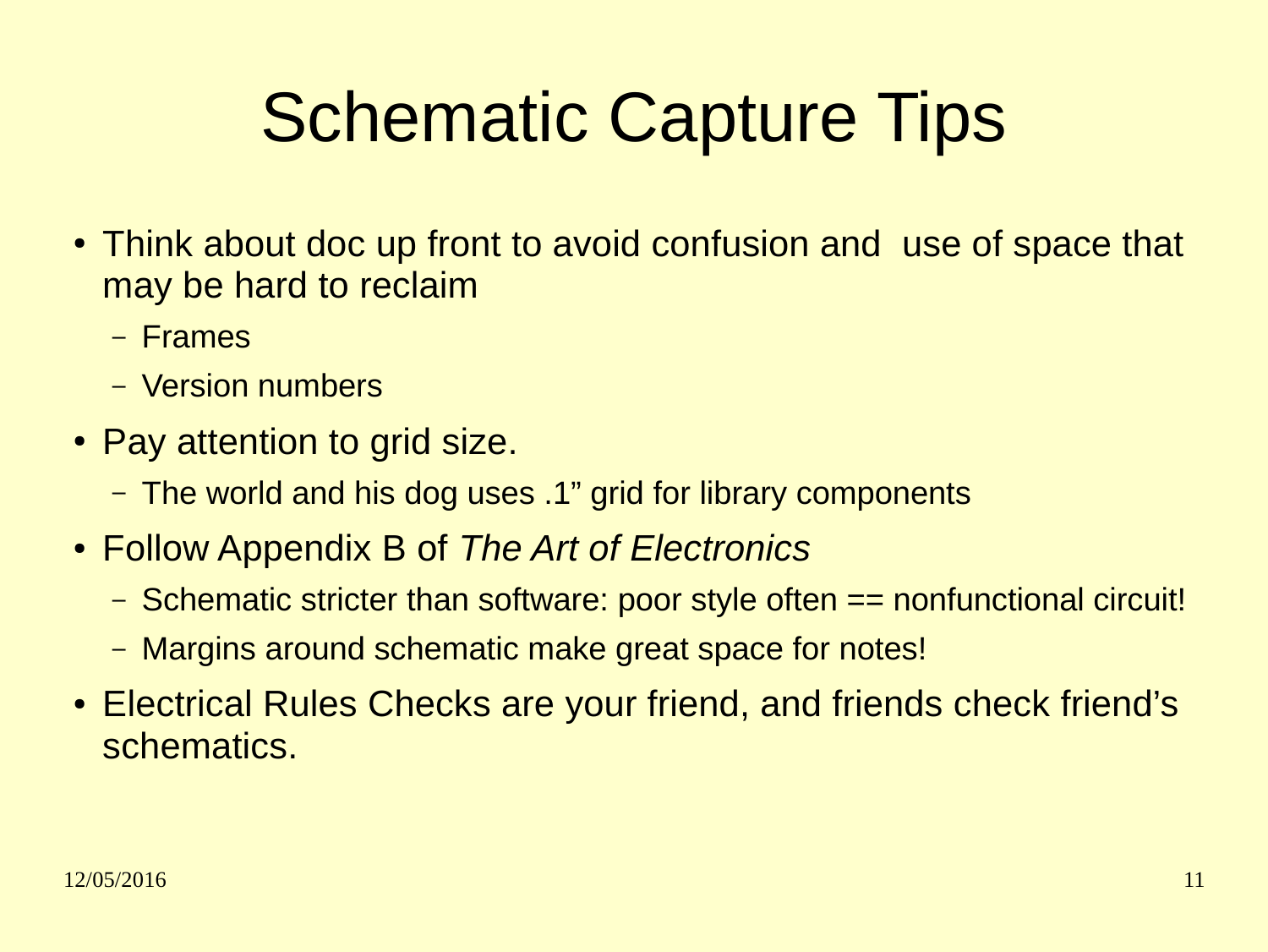# Schematic Capture Tips

- Think about doc up front to avoid confusion and  use of space that may be hard to reclaim
  - Frames
  - Version numbers
- Pay attention to grid size.
  - The world and his dog uses .1” grid for library components
- Follow Appendix B of *The Art of Electronics*
  - Schematic stricter than software: poor style often == nonfunctional circuit!
  - Margins around schematic make great space for notes!
- Electrical Rules Checks are your friend, and friends check friend’s schematics.

12/05/2016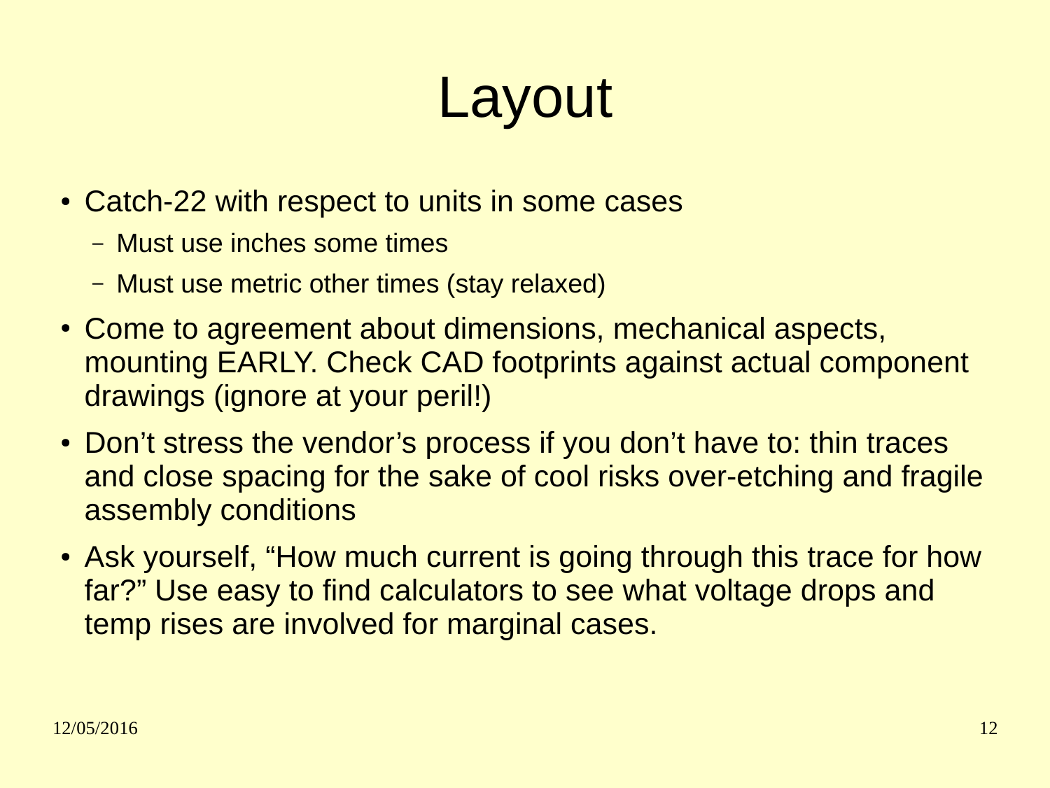# Layout

- Catch-22 with respect to units in some cases
  - Must use inches some times
  - Must use metric other times (stay relaxed)
- Come to agreement about dimensions, mechanical aspects, mounting EARLY. Check CAD footprints against actual component drawings (ignore at your peril!)
- Don't stress the vendor's process if you don't have to: thin traces and close spacing for the sake of cool risks over-etching and fragile assembly conditions
- Ask yourself, "How much current is going through this trace for how far?" Use easy to find calculators to see what voltage drops and temp rises are involved for marginal cases.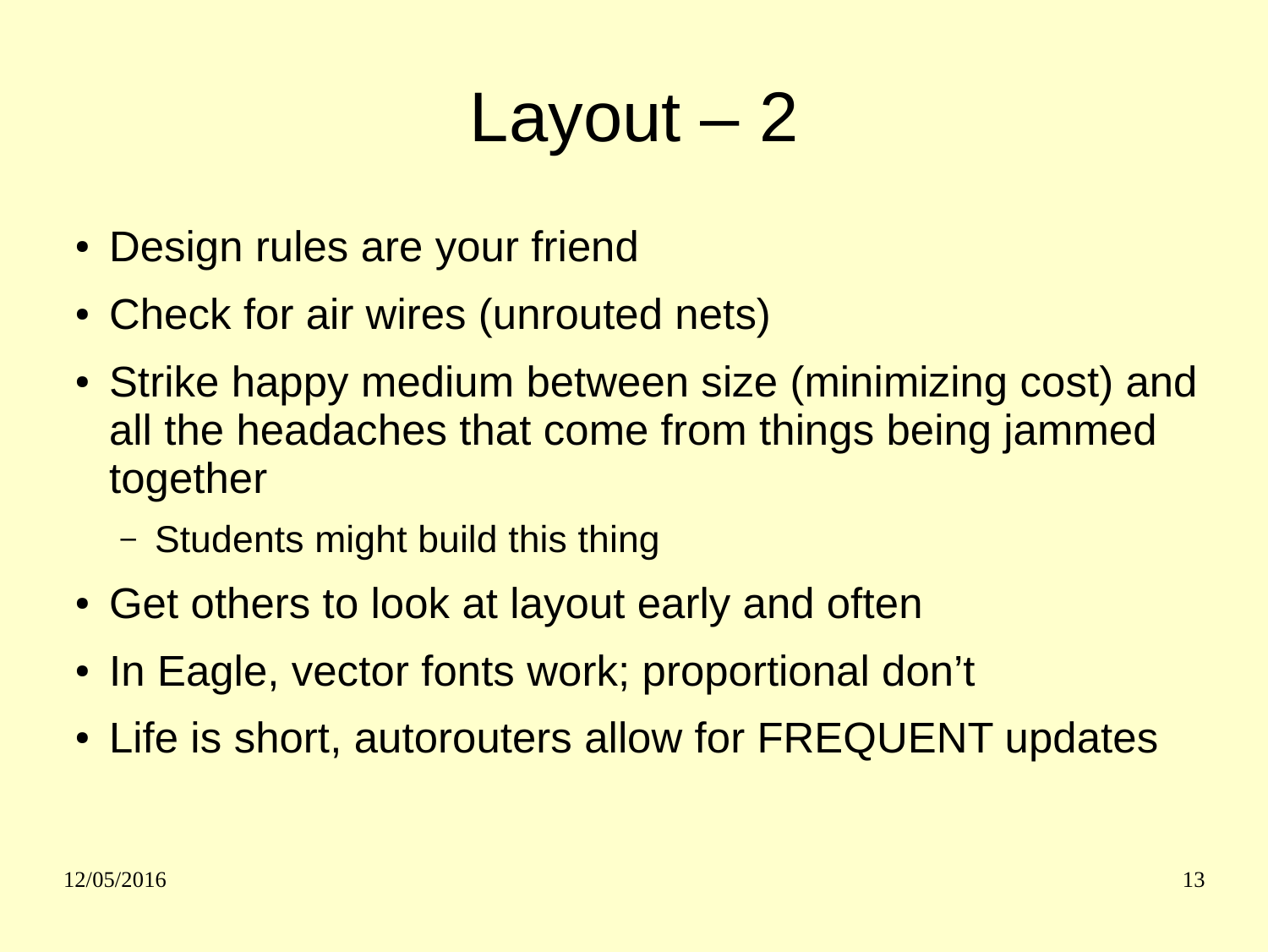# Layout – 2

- Design rules are your friend
- Check for air wires (unrouted nets)
- Strike happy medium between size (minimizing cost) and all the headaches that come from things being jammed together
  - Students might build this thing
- Get others to look at layout early and often
- In Eagle, vector fonts work; proportional don't
- Life is short, autorouters allow for FREQUENT updates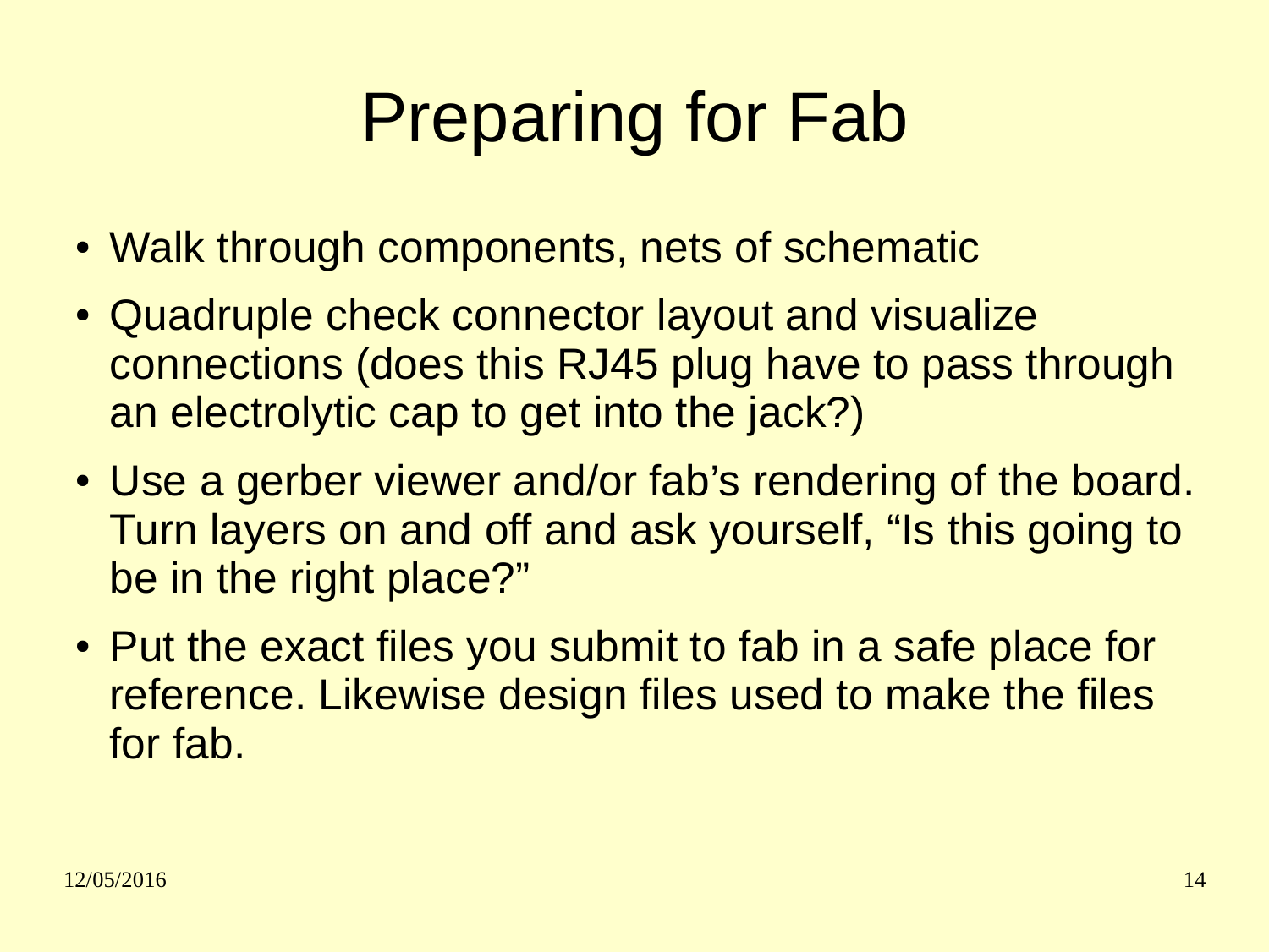# Preparing for Fab

- Walk through components, nets of schematic
- Quadruple check connector layout and visualize connections (does this RJ45 plug have to pass through an electrolytic cap to get into the jack?)
- Use a gerber viewer and/or fab's rendering of the board. Turn layers on and off and ask yourself, "Is this going to be in the right place?"
- Put the exact files you submit to fab in a safe place for reference. Likewise design files used to make the files for fab.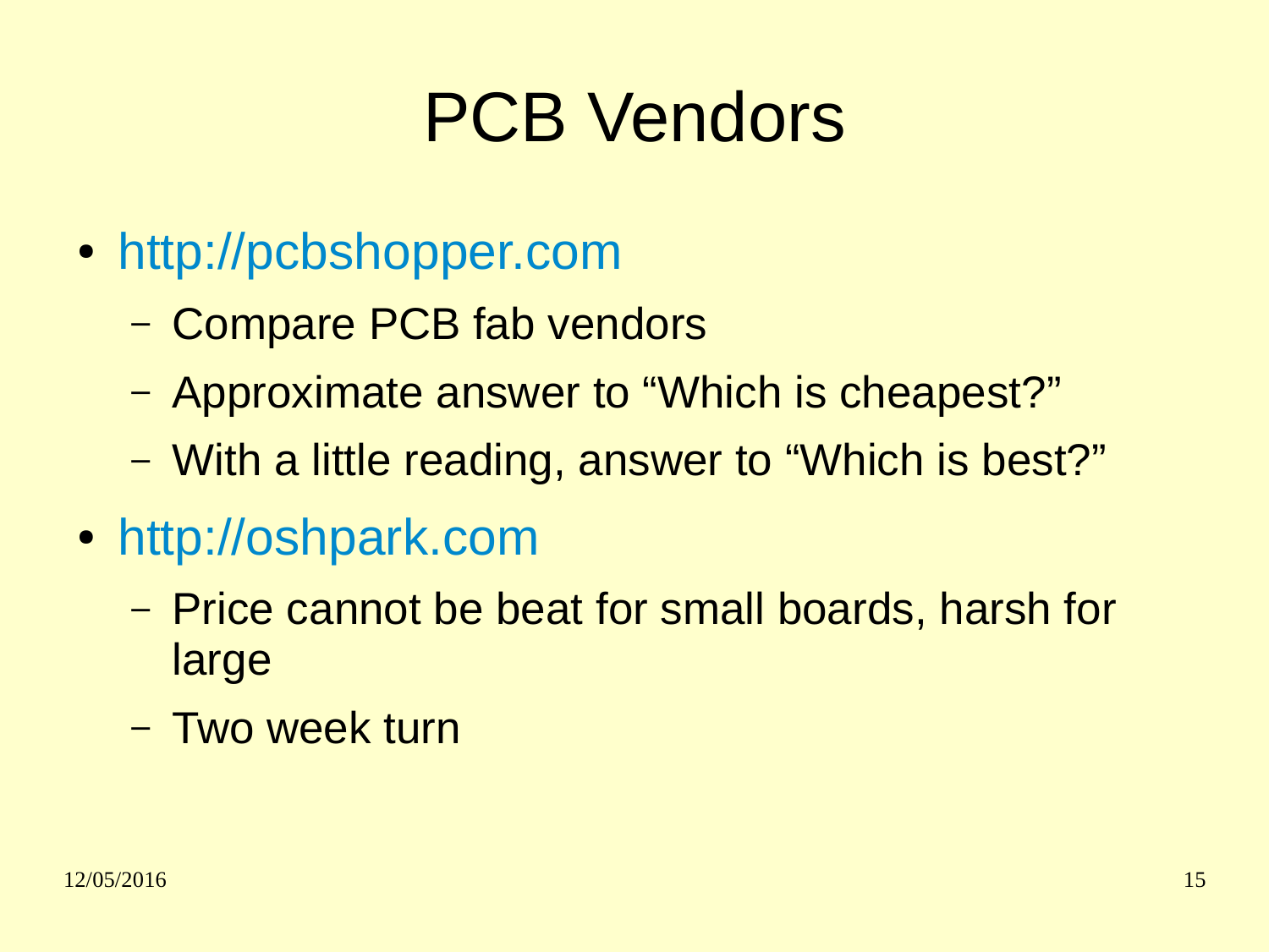# PCB Vendors

- http://pcbshopper.com
  - Compare PCB fab vendors
  - Approximate answer to “Which is cheapest?”
  - With a little reading, answer to “Which is best?”
- http://oshpark.com
  - Price cannot be beat for small boards, harsh for large
  - Two week turn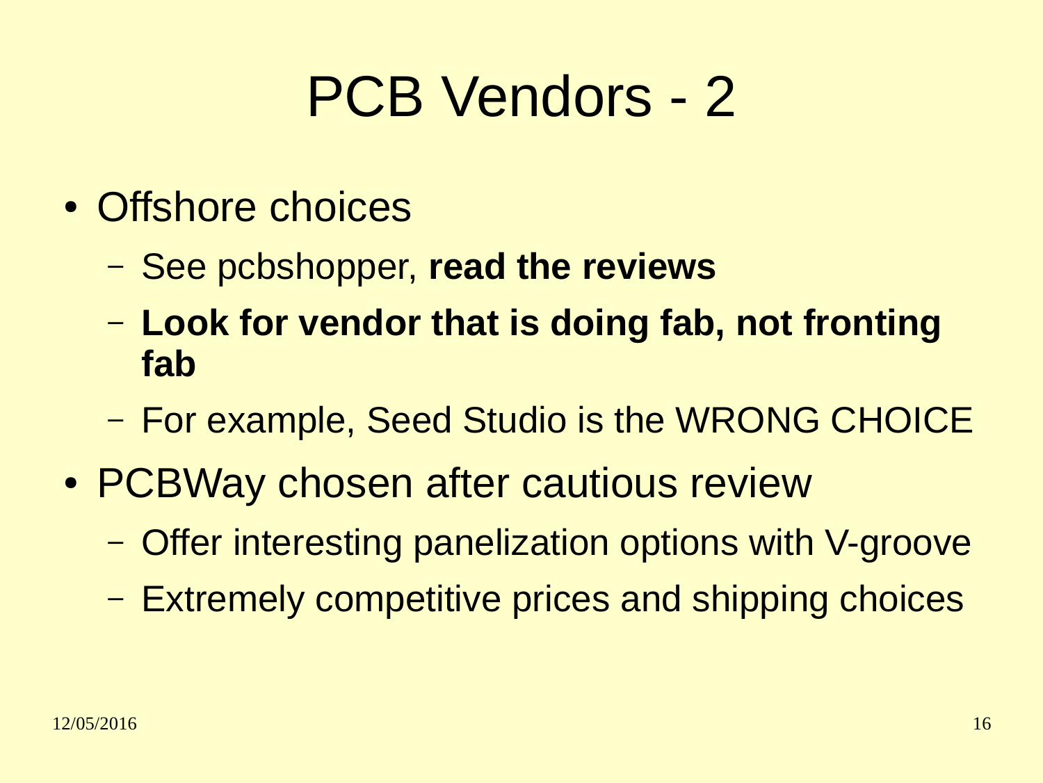# PCB Vendors - 2

- Offshore choices
  - See pcbshopper, **read the reviews**
  - **Look for vendor that is doing fab, not fronting fab**
  - For example, Seed Studio is the WRONG CHOICE
- PCBWay chosen after cautious review
  - Offer interesting panelization options with V-groove
  - Extremely competitive prices and shipping choices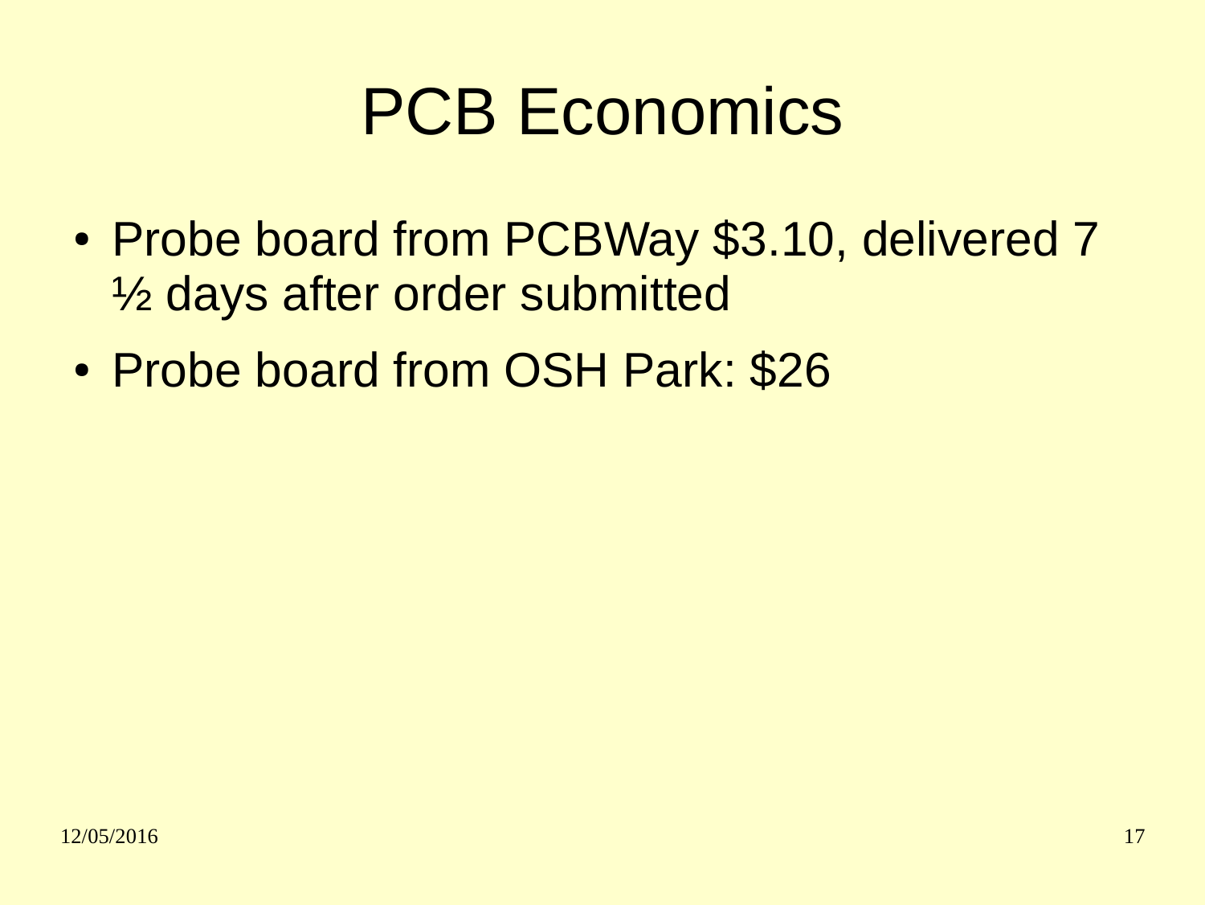# PCB Economics

- Probe board from PCBWay $3.10, delivered 7 ½ days after order submitted
- Probe board from OSH Park: $26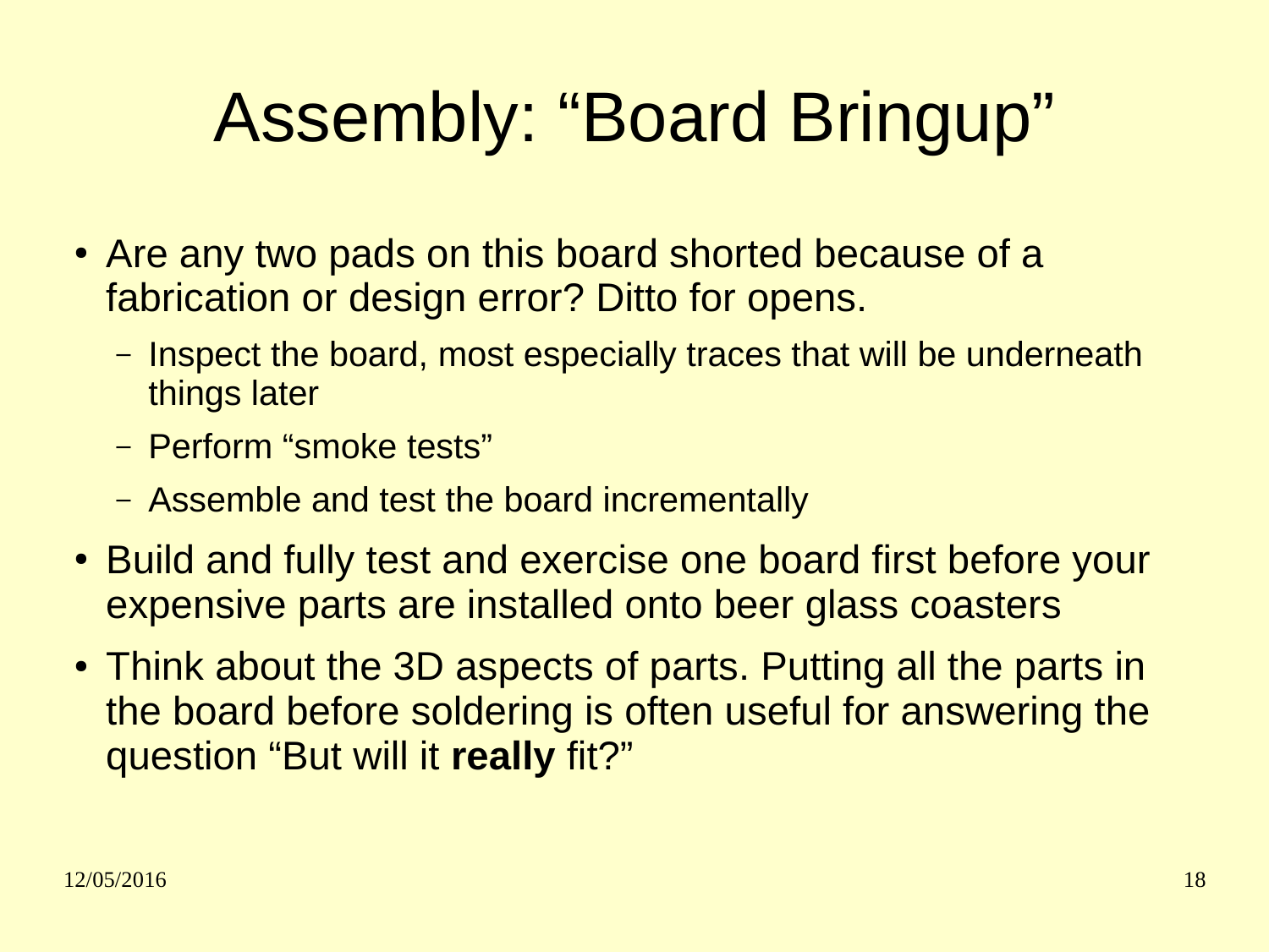# Assembly: “Board Bringup”

- Are any two pads on this board shorted because of a fabrication or design error? Ditto for opens.
  - Inspect the board, most especially traces that will be underneath things later
  - Perform “smoke tests”
  - Assemble and test the board incrementally
- Build and fully test and exercise one board first before your expensive parts are installed onto beer glass coasters
- Think about the 3D aspects of parts. Putting all the parts in the board before soldering is often useful for answering the question “But will it **really** fit?”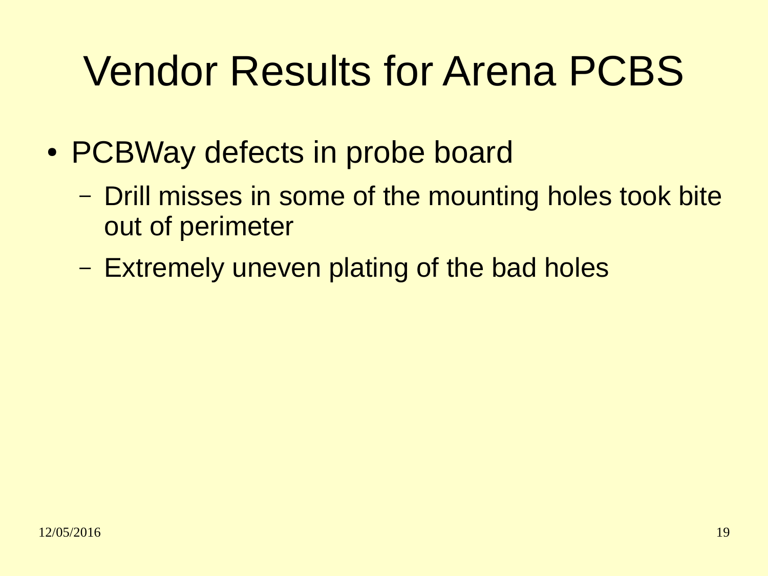# Vendor Results for Arena PCBS

- PCBWay defects in probe board
  - Drill misses in some of the mounting holes took bite out of perimeter
  - Extremely uneven plating of the bad holes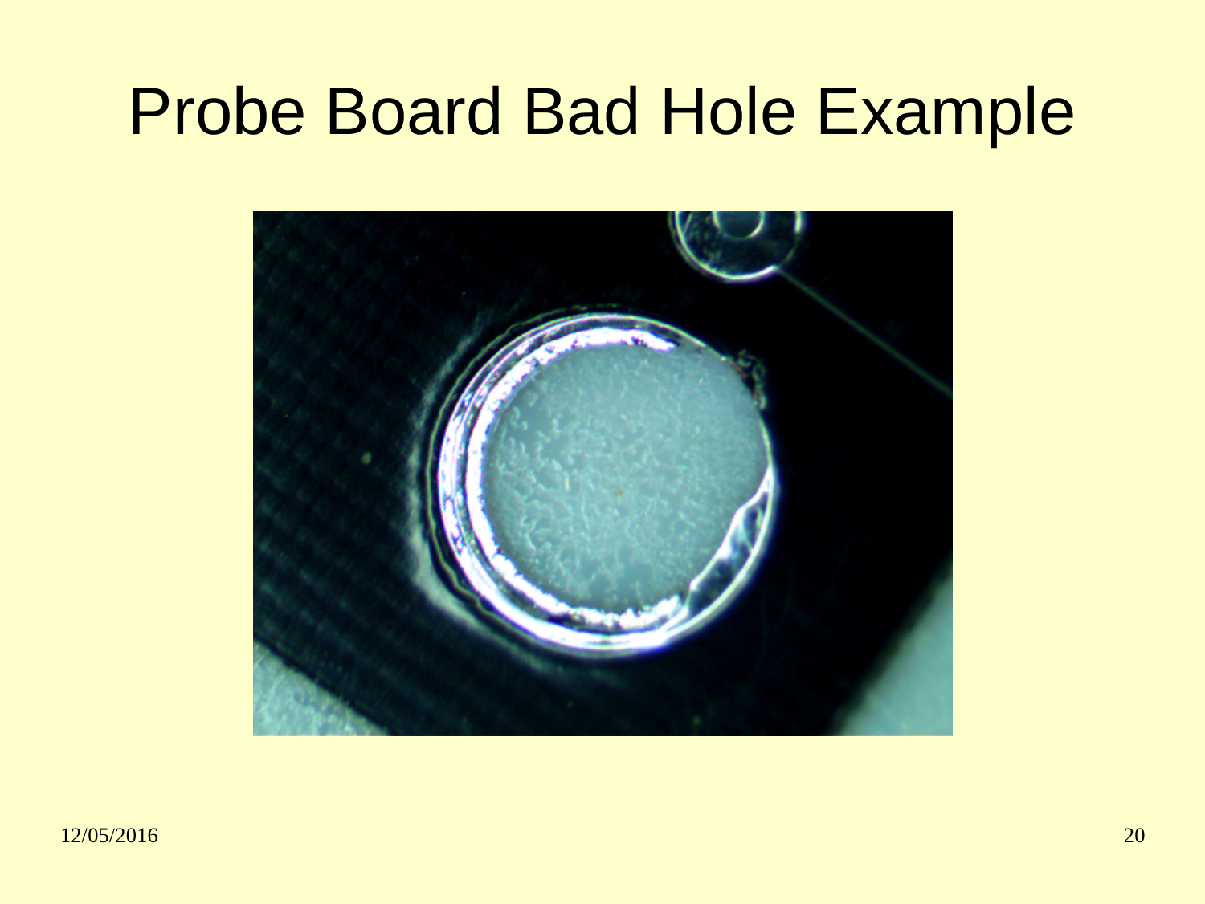# Probe Board Bad Hole Example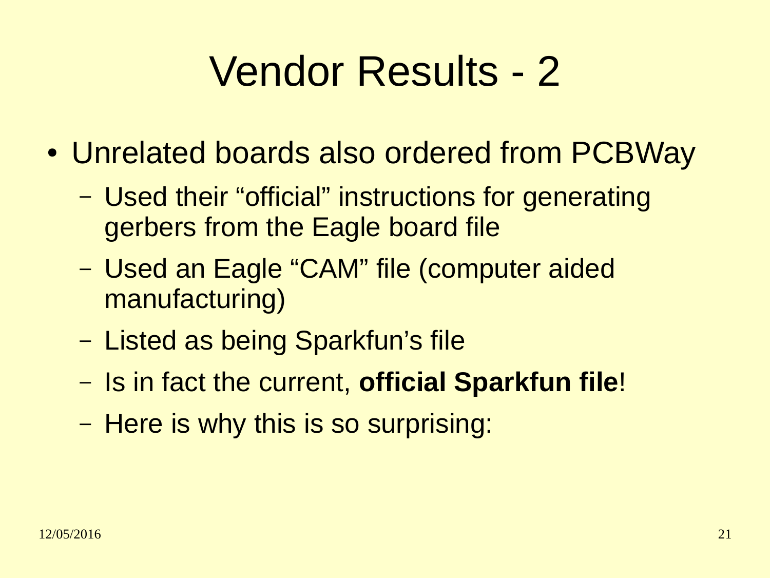# Vendor Results - 2

- Unrelated boards also ordered from PCBWay
  - Used their “official” instructions for generating gerbers from the Eagle board file
  - Used an Eagle “CAM” file (computer aided manufacturing)
  - Listed as being Sparkfun’s file
  - Is in fact the current, **official Sparkfun file**!
  - Here is why this is so surprising: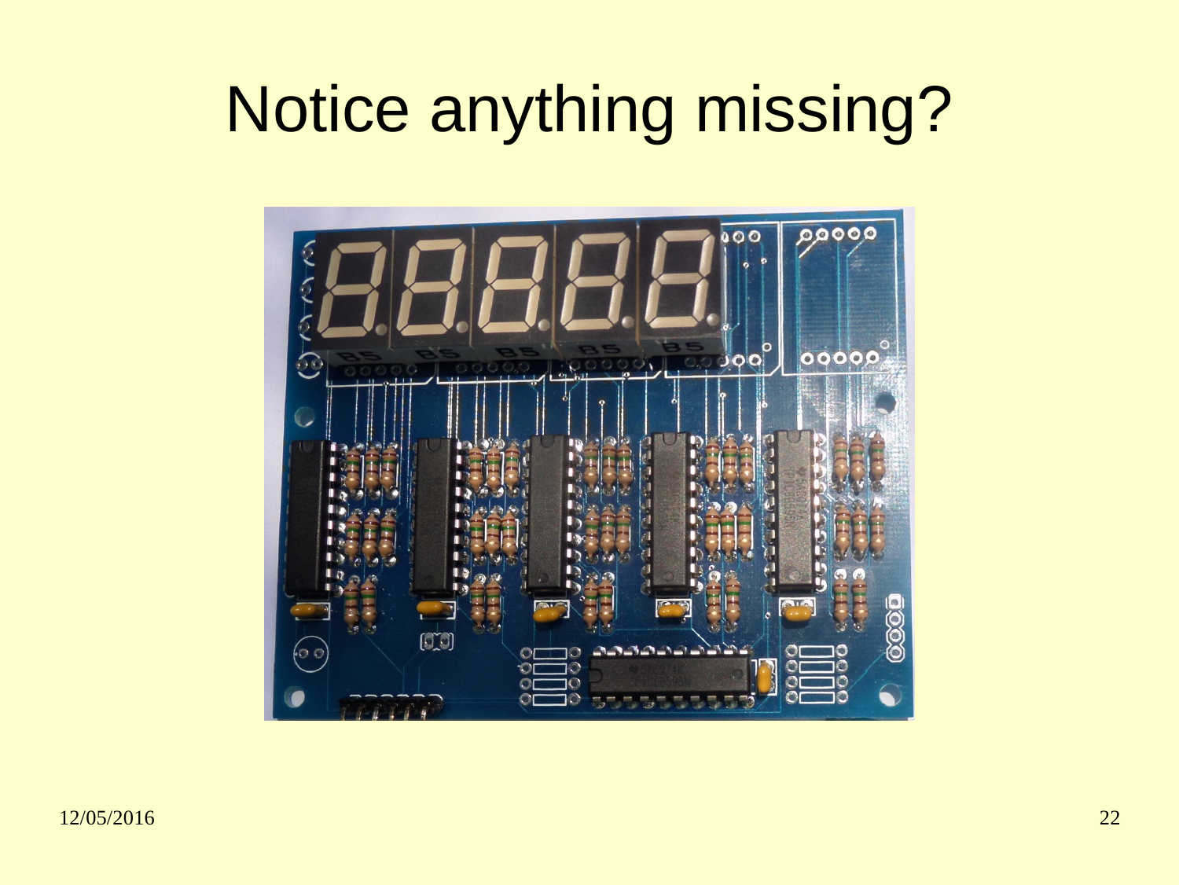# Notice anything missing?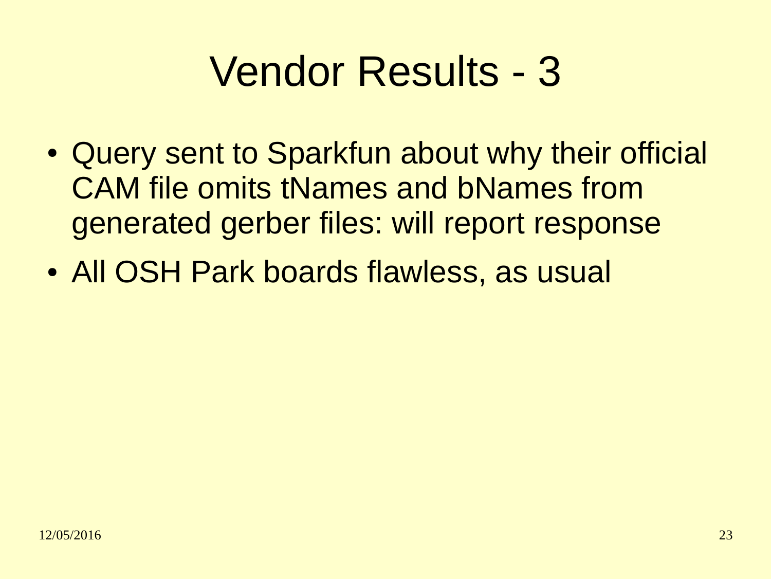# Vendor Results - 3

- Query sent to Sparkfun about why their official CAM file omits tNames and bNames from generated gerber files: will report response
- All OSH Park boards flawless, as usual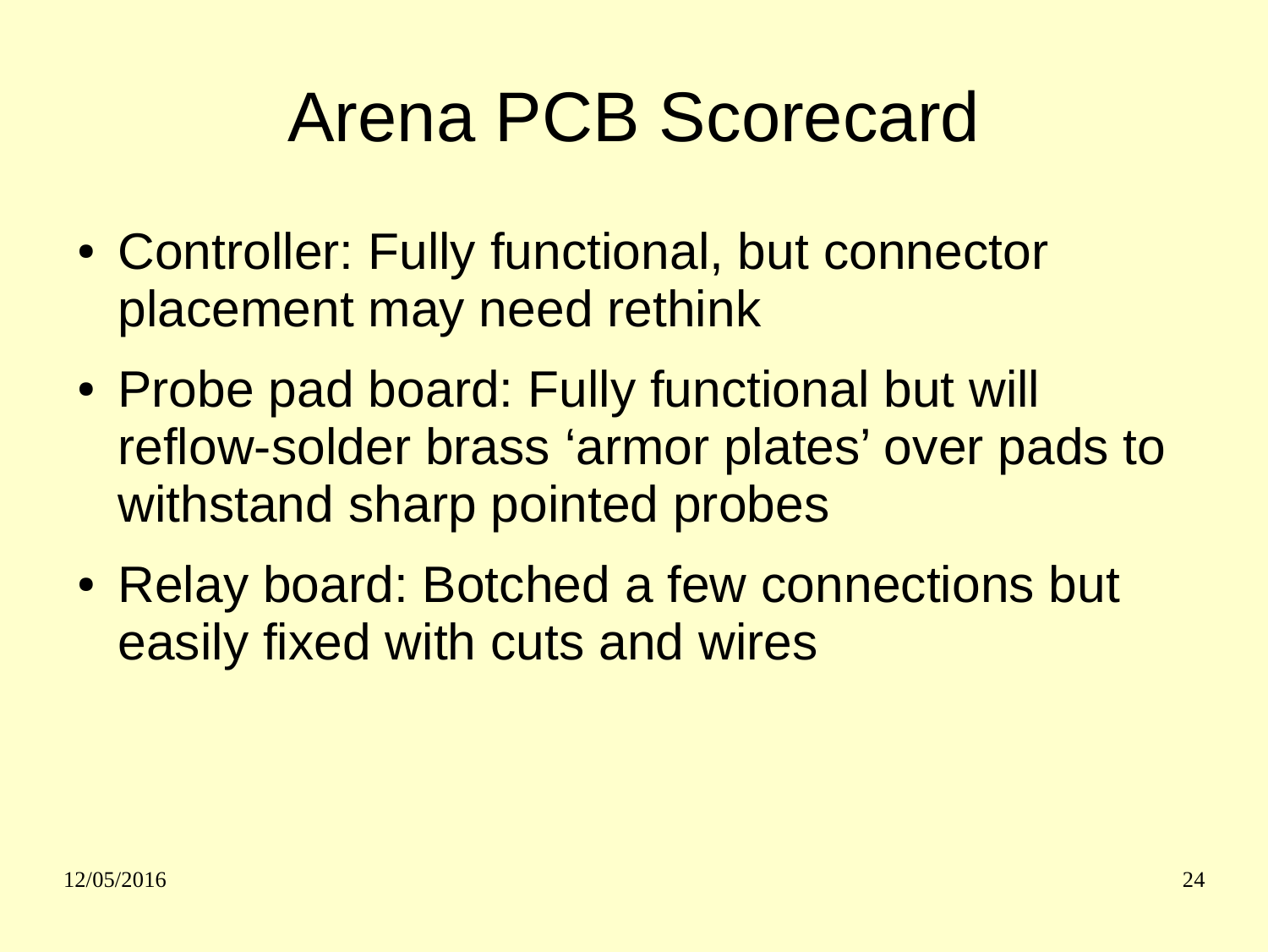# Arena PCB Scorecard

- Controller: Fully functional, but connector placement may need rethink
- Probe pad board: Fully functional but will reflow-solder brass ‘armor plates’ over pads to withstand sharp pointed probes
- Relay board: Botched a few connections but easily fixed with cuts and wires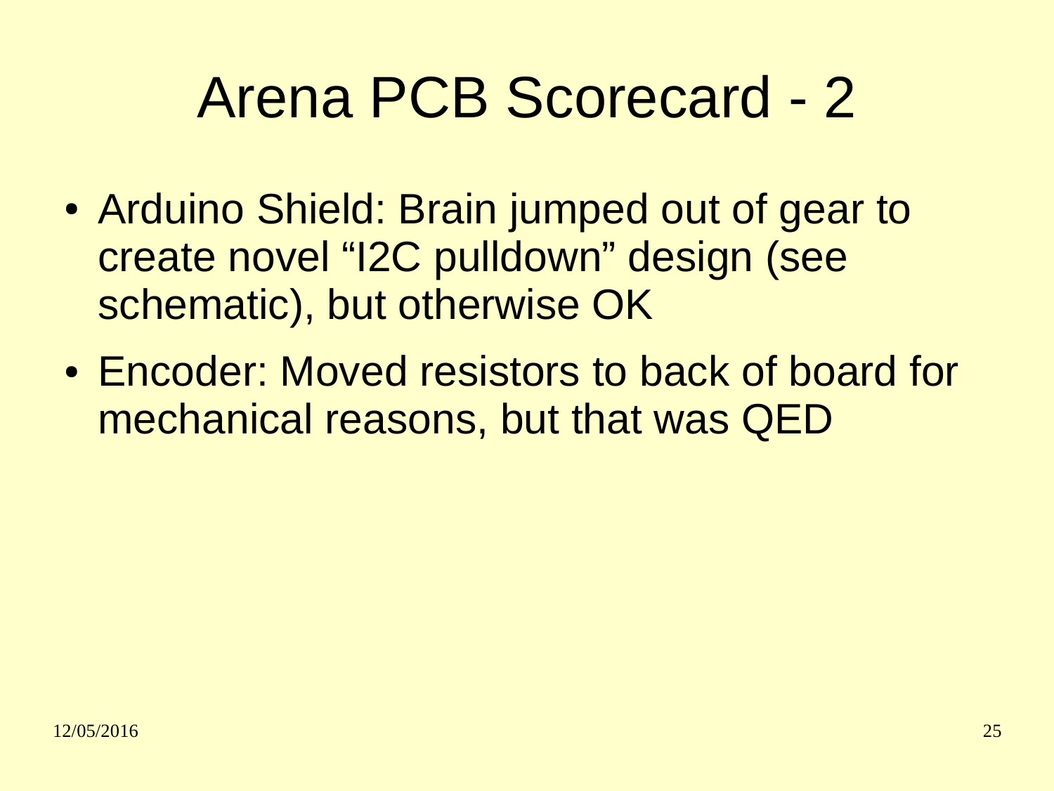# Arena PCB Scorecard - 2

- Arduino Shield: Brain jumped out of gear to create novel “I2C pulldown” design (see schematic), but otherwise OK
- Encoder: Moved resistors to back of board for mechanical reasons, but that was QED